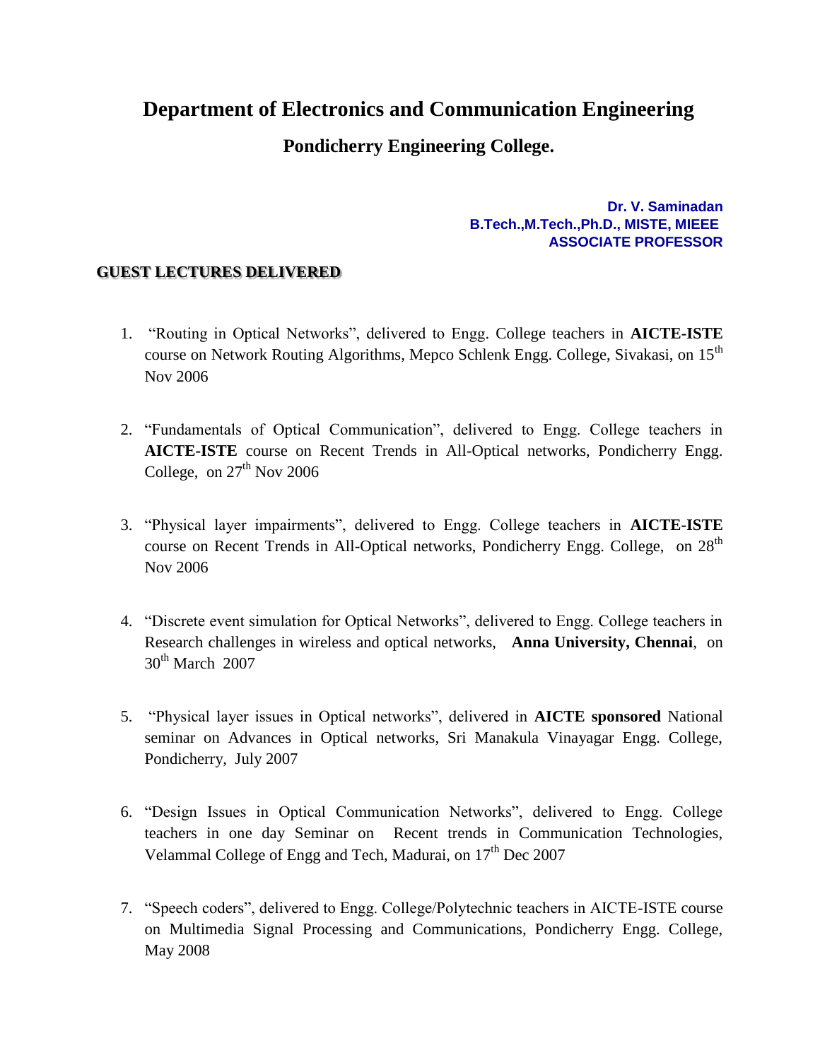# Department of Electronics and Communication Engineering

## Pondicherry Engineering College.

**Dr. V. Saminadan**
**B.Tech.,M.Tech.,Ph.D., MISTE, MIEEE**
**ASSOCIATE PROFESSOR**

### GUEST LECTURES DELIVERED

1. "Routing in Optical Networks", delivered to Engg. College teachers in **AICTE-ISTE** course on Network Routing Algorithms, Mepco Schlenk Engg. College, Sivakasi, on 15th Nov 2006

2. "Fundamentals of Optical Communication", delivered to Engg. College teachers in **AICTE-ISTE** course on Recent Trends in All-Optical networks, Pondicherry Engg. College, on 27th Nov 2006

3. "Physical layer impairments", delivered to Engg. College teachers in **AICTE-ISTE** course on Recent Trends in All-Optical networks, Pondicherry Engg. College, on 28th Nov 2006

4. "Discrete event simulation for Optical Networks", delivered to Engg. College teachers in Research challenges in wireless and optical networks, **Anna University, Chennai**, on 30th March 2007

5. "Physical layer issues in Optical networks", delivered in **AICTE sponsored** National seminar on Advances in Optical networks, Sri Manakula Vinayagar Engg. College, Pondicherry, July 2007

6. "Design Issues in Optical Communication Networks", delivered to Engg. College teachers in one day Seminar on Recent trends in Communication Technologies, Velammal College of Engg and Tech, Madurai, on 17th Dec 2007

7. "Speech coders", delivered to Engg. College/Polytechnic teachers in AICTE-ISTE course on Multimedia Signal Processing and Communications, Pondicherry Engg. College, May 2008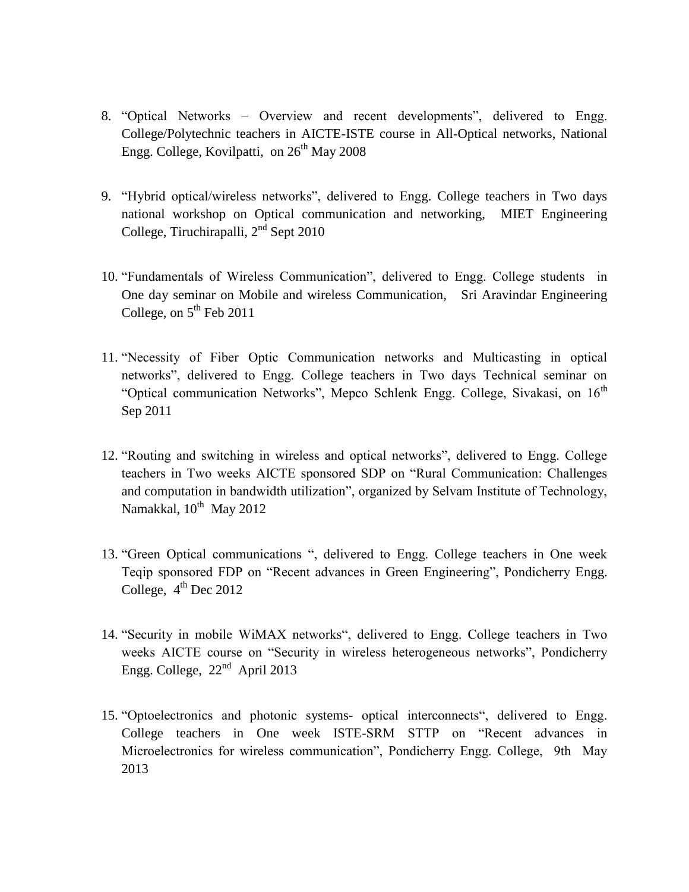8. "Optical Networks – Overview and recent developments", delivered to Engg. College/Polytechnic teachers in AICTE-ISTE course in All-Optical networks, National Engg. College, Kovilpatti, on 26th May 2008

9. "Hybrid optical/wireless networks", delivered to Engg. College teachers in Two days national workshop on Optical communication and networking, MIET Engineering College, Tiruchirapalli, 2nd Sept 2010

10. "Fundamentals of Wireless Communication", delivered to Engg. College students in One day seminar on Mobile and wireless Communication, Sri Aravindar Engineering College, on 5th Feb 2011

11. "Necessity of Fiber Optic Communication networks and Multicasting in optical networks", delivered to Engg. College teachers in Two days Technical seminar on "Optical communication Networks", Mepco Schlenk Engg. College, Sivakasi, on 16th Sep 2011

12. "Routing and switching in wireless and optical networks", delivered to Engg. College teachers in Two weeks AICTE sponsored SDP on "Rural Communication: Challenges and computation in bandwidth utilization", organized by Selvam Institute of Technology, Namakkal, 10th May 2012

13. "Green Optical communications ", delivered to Engg. College teachers in One week Teqip sponsored FDP on "Recent advances in Green Engineering", Pondicherry Engg. College, 4th Dec 2012

14. "Security in mobile WiMAX networks", delivered to Engg. College teachers in Two weeks AICTE course on "Security in wireless heterogeneous networks", Pondicherry Engg. College, 22nd April 2013

15. "Optoelectronics and photonic systems- optical interconnects", delivered to Engg. College teachers in One week ISTE-SRM STTP on "Recent advances in Microelectronics for wireless communication", Pondicherry Engg. College, 9th May 2013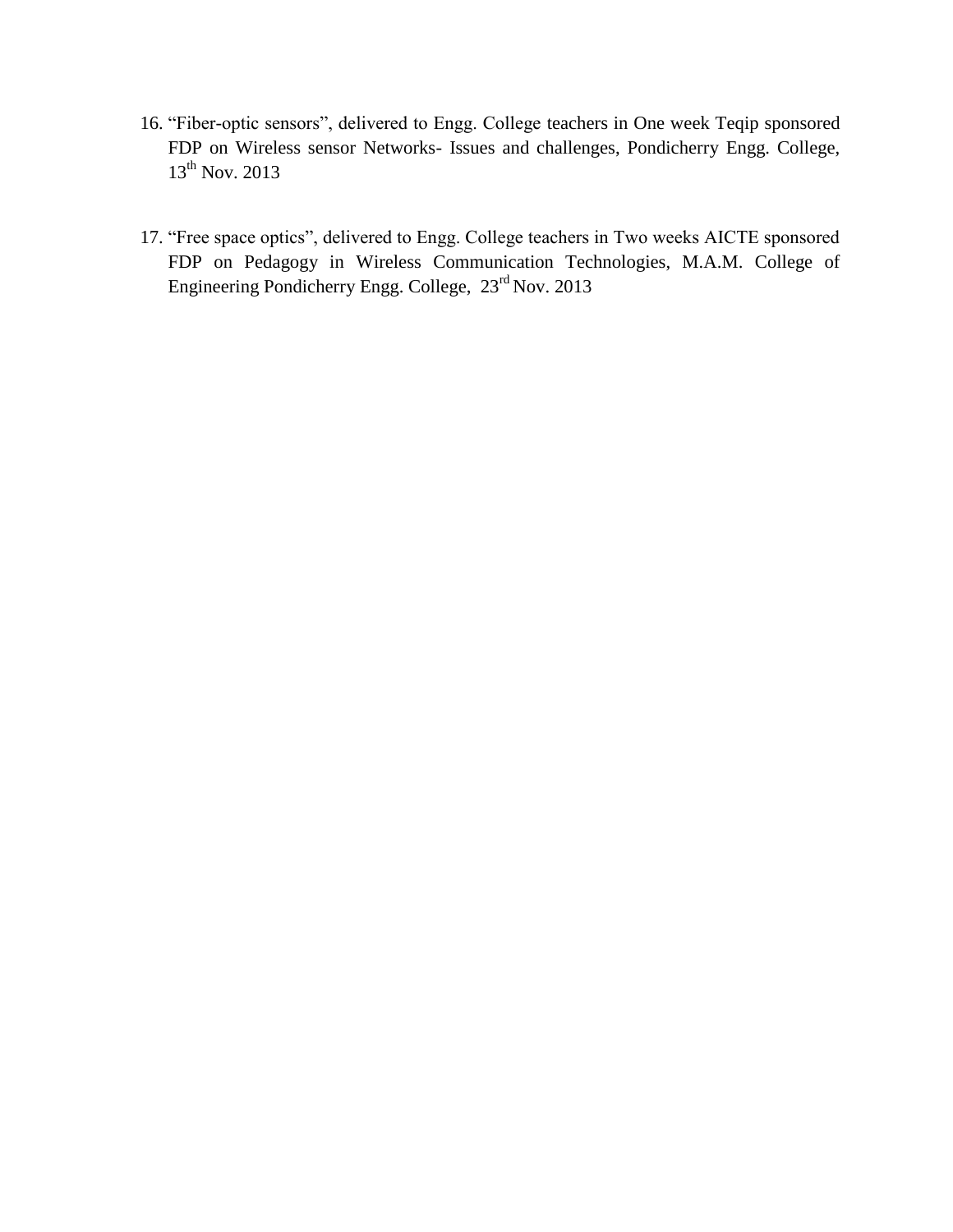16. "Fiber-optic sensors", delivered to Engg. College teachers in One week Teqip sponsored FDP on Wireless sensor Networks- Issues and challenges, Pondicherry Engg. College, 13th Nov. 2013

17. "Free space optics", delivered to Engg. College teachers in Two weeks AICTE sponsored FDP on Pedagogy in Wireless Communication Technologies, M.A.M. College of Engineering Pondicherry Engg. College, 23rd Nov. 2013